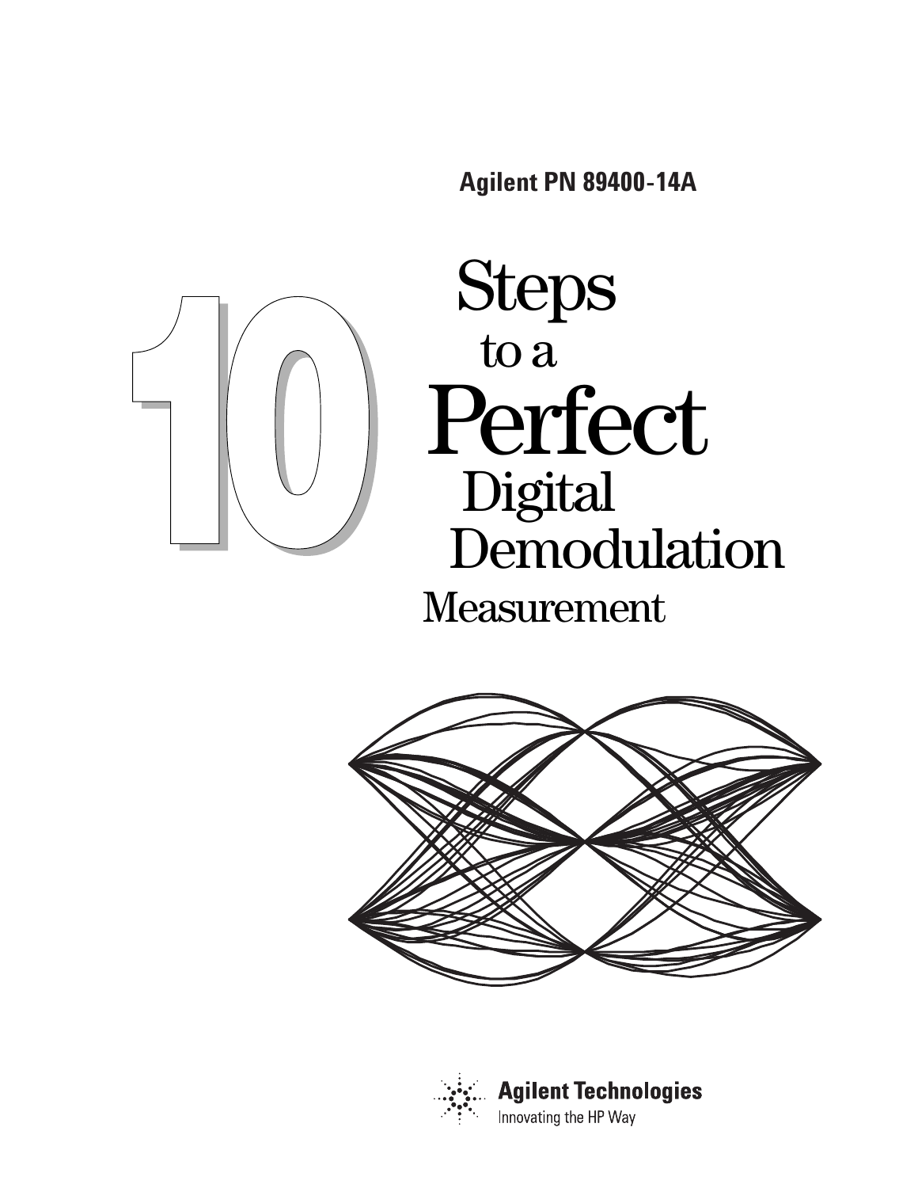**Agilent PN 89400-14A**

# 10 Steps to a Perfect Digital Demodulation Measurement

**Agilent Technologies**

Innovating the HP Way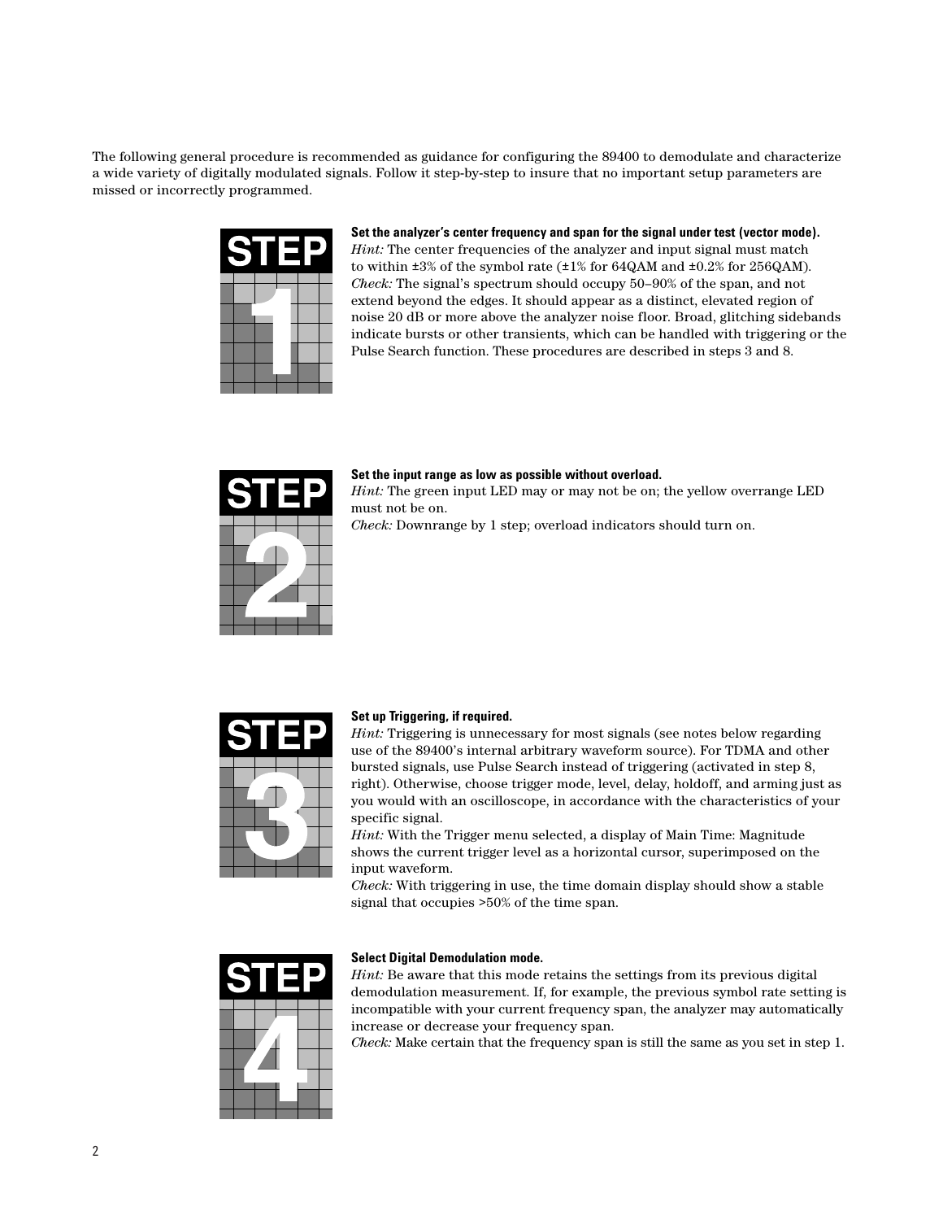The following general procedure is recommended as guidance for configuring the 89400 to demodulate and characterize a wide variety of digitally modulated signals. Follow it step-by-step to insure that no important setup parameters are missed or incorrectly programmed.

## STEP 1

**Set the analyzer's center frequency and span for the signal under test (vector mode).**
*Hint:* The center frequencies of the analyzer and input signal must match to within ±3% of the symbol rate (±1% for 64QAM and ±0.2% for 256QAM).
*Check:* The signal's spectrum should occupy 50–90% of the span, and not extend beyond the edges. It should appear as a distinct, elevated region of noise 20 dB or more above the analyzer noise floor. Broad, glitching sidebands indicate bursts or other transients, which can be handled with triggering or the Pulse Search function. These procedures are described in steps 3 and 8.

## STEP 2

**Set the input range as low as possible without overload.**
*Hint:* The green input LED may or may not be on; the yellow overrange LED must not be on.
*Check:* Downrange by 1 step; overload indicators should turn on.

## STEP 3

**Set up Triggering, if required.**
*Hint:* Triggering is unnecessary for most signals (see notes below regarding use of the 89400's internal arbitrary waveform source). For TDMA and other bursted signals, use Pulse Search instead of triggering (activated in step 8, right). Otherwise, choose trigger mode, level, delay, holdoff, and arming just as you would with an oscilloscope, in accordance with the characteristics of your specific signal.
*Hint:* With the Trigger menu selected, a display of Main Time: Magnitude shows the current trigger level as a horizontal cursor, superimposed on the input waveform.
*Check:* With triggering in use, the time domain display should show a stable signal that occupies >50% of the time span.

## STEP 4

**Select Digital Demodulation mode.**
*Hint:* Be aware that this mode retains the settings from its previous digital demodulation measurement. If, for example, the previous symbol rate setting is incompatible with your current frequency span, the analyzer may automatically increase or decrease your frequency span.
*Check:* Make certain that the frequency span is still the same as you set in step 1.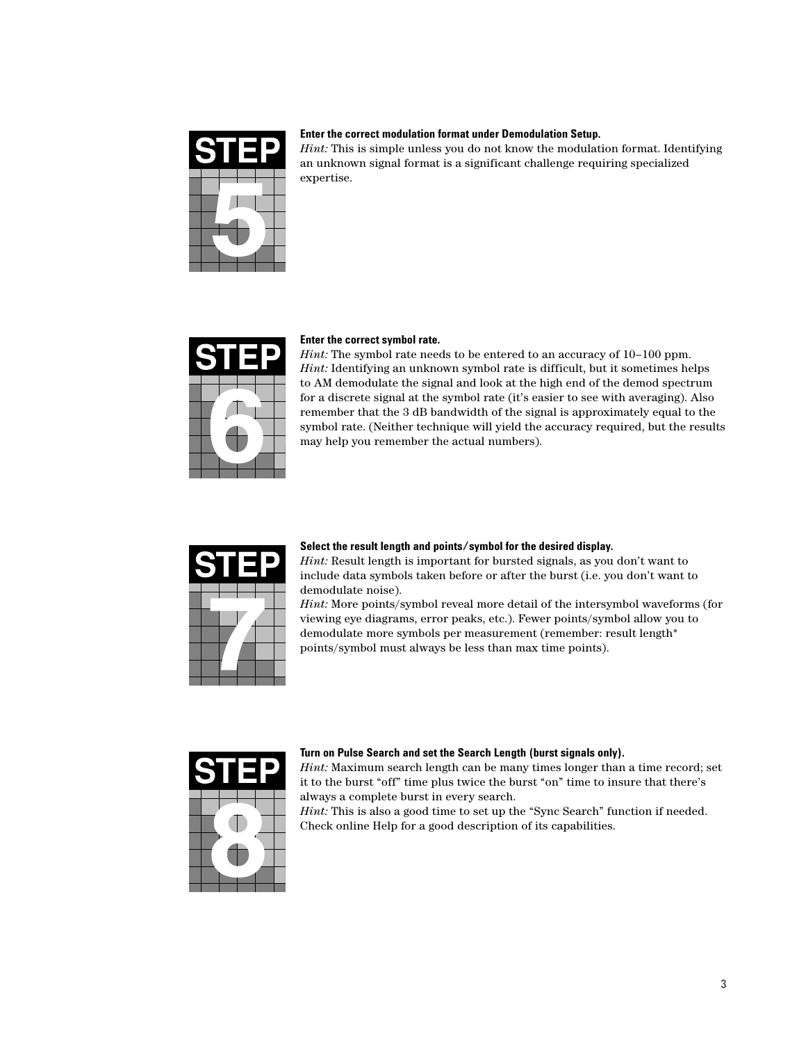**STEP 5**

**Enter the correct modulation format under Demodulation Setup.**
*Hint:* This is simple unless you do not know the modulation format. Identifying an unknown signal format is a significant challenge requiring specialized expertise.

**STEP 6**

**Enter the correct symbol rate.**
*Hint:* The symbol rate needs to be entered to an accuracy of 10–100 ppm.
*Hint:* Identifying an unknown symbol rate is difficult, but it sometimes helps to AM demodulate the signal and look at the high end of the demod spectrum for a discrete signal at the symbol rate (it's easier to see with averaging). Also remember that the 3 dB bandwidth of the signal is approximately equal to the symbol rate. (Neither technique will yield the accuracy required, but the results may help you remember the actual numbers).

**STEP 7**

**Select the result length and points/symbol for the desired display.**
*Hint:* Result length is important for bursted signals, as you don't want to include data symbols taken before or after the burst (i.e. you don't want to demodulate noise).
*Hint:* More points/symbol reveal more detail of the intersymbol waveforms (for viewing eye diagrams, error peaks, etc.). Fewer points/symbol allow you to demodulate more symbols per measurement (remember: result length* points/symbol must always be less than max time points).

**STEP 8**

**Turn on Pulse Search and set the Search Length (burst signals only).**
*Hint:* Maximum search length can be many times longer than a time record; set it to the burst "off" time plus twice the burst "on" time to insure that there's always a complete burst in every search.
*Hint:* This is also a good time to set up the "Sync Search" function if needed. Check online Help for a good description of its capabilities.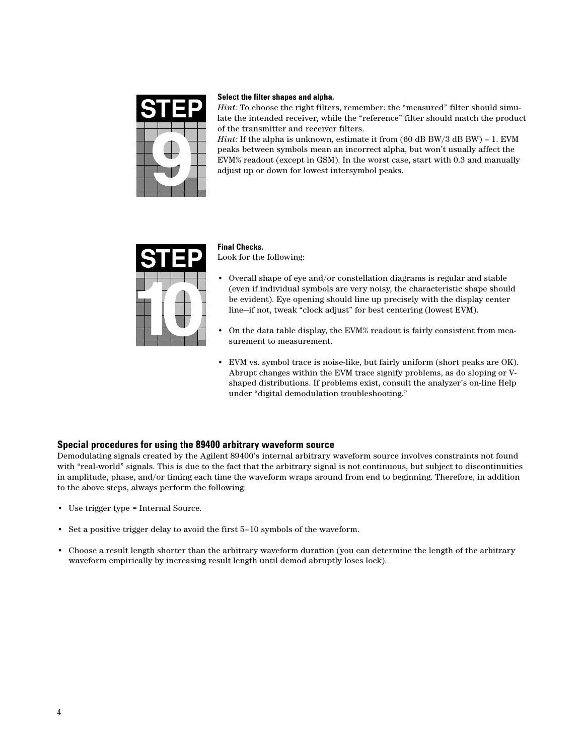**STEP 9**

**Select the filter shapes and alpha.**

*Hint:* To choose the right filters, remember: the "measured" filter should simulate the intended receiver, while the "reference" filter should match the product of the transmitter and receiver filters.

*Hint:* If the alpha is unknown, estimate it from (60 dB BW/3 dB BW) – 1. EVM peaks between symbols mean an incorrect alpha, but won't usually affect the EVM% readout (except in GSM). In the worst case, start with 0.3 and manually adjust up or down for lowest intersymbol peaks.

**STEP 10**

**Final Checks.**

Look for the following:

- Overall shape of eye and/or constellation diagrams is regular and stable (even if individual symbols are very noisy, the characteristic shape should be evident). Eye opening should line up precisely with the display center line—if not, tweak "clock adjust" for best centering (lowest EVM).
- On the data table display, the EVM% readout is fairly consistent from measurement to measurement.
- EVM vs. symbol trace is noise-like, but fairly uniform (short peaks are OK). Abrupt changes within the EVM trace signify problems, as do sloping or V-shaped distributions. If problems exist, consult the analyzer's on-line Help under "digital demodulation troubleshooting."

## Special procedures for using the 89400 arbitrary waveform source

Demodulating signals created by the Agilent 89400's internal arbitrary waveform source involves constraints not found with "real-world" signals. This is due to the fact that the arbitrary signal is not continuous, but subject to discontinuities in amplitude, phase, and/or timing each time the waveform wraps around from end to beginning. Therefore, in addition to the above steps, always perform the following:

- Use trigger type = Internal Source.
- Set a positive trigger delay to avoid the first 5–10 symbols of the waveform.
- Choose a result length shorter than the arbitrary waveform duration (you can determine the length of the arbitrary waveform empirically by increasing result length until demod abruptly loses lock).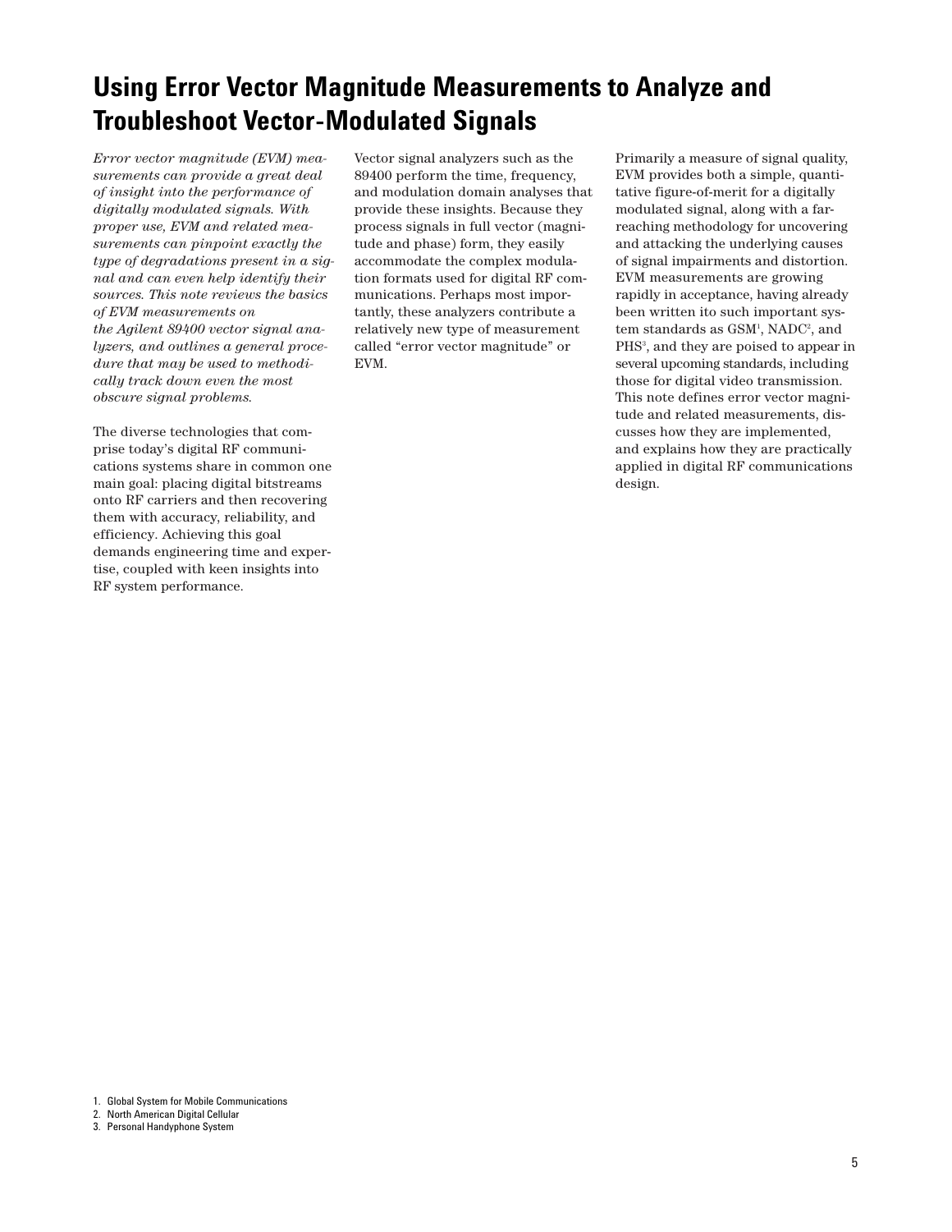# Using Error Vector Magnitude Measurements to Analyze and Troubleshoot Vector-Modulated Signals

*Error vector magnitude (EVM) measurements can provide a great deal of insight into the performance of digitally modulated signals. With proper use, EVM and related measurements can pinpoint exactly the type of degradations present in a signal and can even help identify their sources. This note reviews the basics of EVM measurements on the Agilent 89400 vector signal analyzers, and outlines a general procedure that may be used to methodically track down even the most obscure signal problems.*

The diverse technologies that comprise today's digital RF communications systems share in common one main goal: placing digital bitstreams onto RF carriers and then recovering them with accuracy, reliability, and efficiency. Achieving this goal demands engineering time and expertise, coupled with keen insights into RF system performance.

Vector signal analyzers such as the 89400 perform the time, frequency, and modulation domain analyses that provide these insights. Because they process signals in full vector (magnitude and phase) form, they easily accommodate the complex modulation formats used for digital RF communications. Perhaps most importantly, these analyzers contribute a relatively new type of measurement called "error vector magnitude" or EVM.

Primarily a measure of signal quality, EVM provides both a simple, quantitative figure-of-merit for a digitally modulated signal, along with a far-reaching methodology for uncovering and attacking the underlying causes of signal impairments and distortion. EVM measurements are growing rapidly in acceptance, having already been written ito such important system standards as GSM[1], NADC[2], and PHS[3], and they are poised to appear in several upcoming standards, including those for digital video transmission. This note defines error vector magnitude and related measurements, discusses how they are implemented, and explains how they are practically applied in digital RF communications design.

1. Global System for Mobile Communications
2. North American Digital Cellular
3. Personal Handyphone System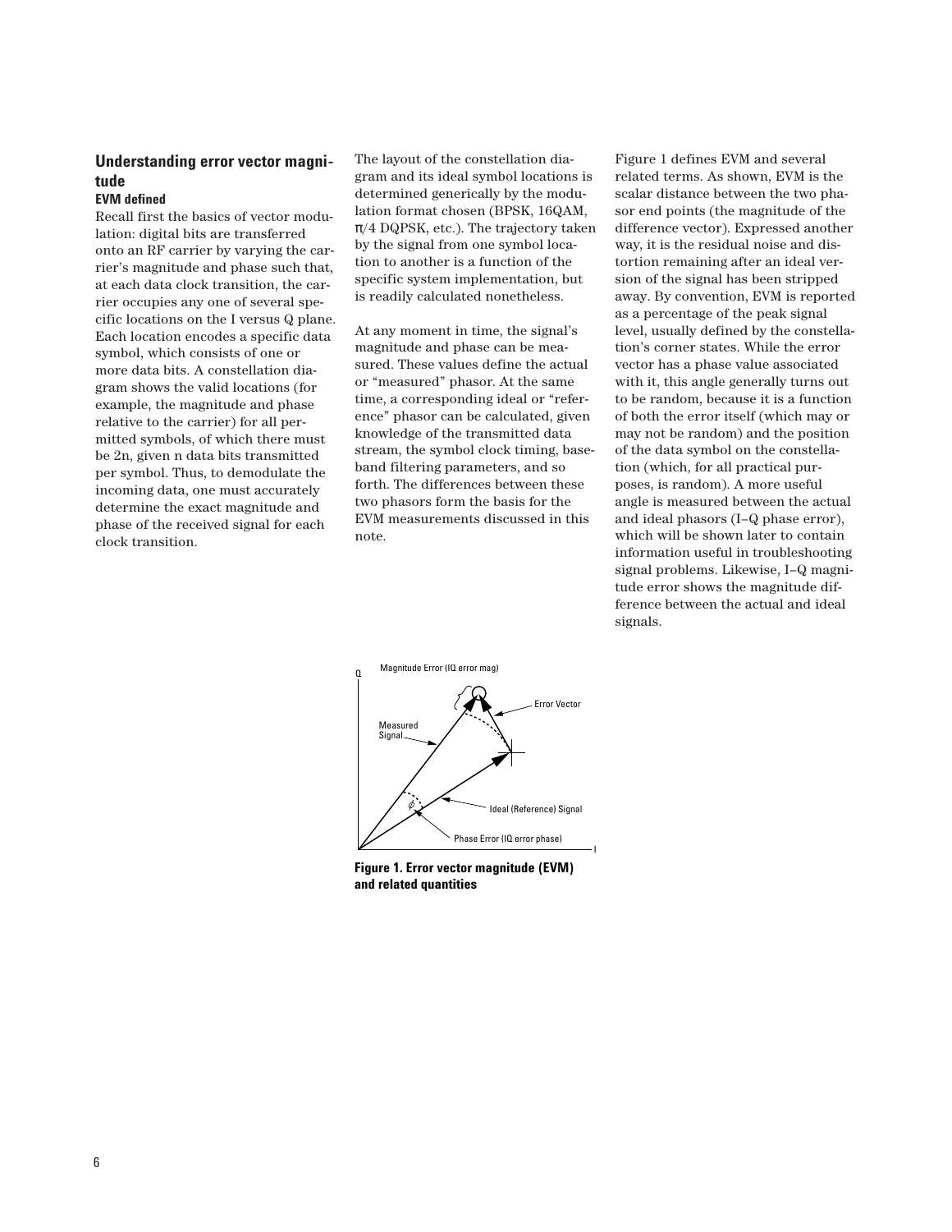## Understanding error vector magnitude

### EVM defined

Recall first the basics of vector modulation: digital bits are transferred onto an RF carrier by varying the carrier's magnitude and phase such that, at each data clock transition, the carrier occupies any one of several specific locations on the I versus Q plane. Each location encodes a specific data symbol, which consists of one or more data bits. A constellation diagram shows the valid locations (for example, the magnitude and phase relative to the carrier) for all permitted symbols, of which there must be 2n, given n data bits transmitted per symbol. Thus, to demodulate the incoming data, one must accurately determine the exact magnitude and phase of the received signal for each clock transition.

The layout of the constellation diagram and its ideal symbol locations is determined generically by the modulation format chosen (BPSK, 16QAM, π/4 DQPSK, etc.). The trajectory taken by the signal from one symbol location to another is a function of the specific system implementation, but is readily calculated nonetheless.

At any moment in time, the signal's magnitude and phase can be measured. These values define the actual or "measured" phasor. At the same time, a corresponding ideal or "reference" phasor can be calculated, given knowledge of the transmitted data stream, the symbol clock timing, baseband filtering parameters, and so forth. The differences between these two phasors form the basis for the EVM measurements discussed in this note.

Figure 1 defines EVM and several related terms. As shown, EVM is the scalar distance between the two phasor end points (the magnitude of the difference vector). Expressed another way, it is the residual noise and distortion remaining after an ideal version of the signal has been stripped away. By convention, EVM is reported as a percentage of the peak signal level, usually defined by the constellation's corner states. While the error vector has a phase value associated with it, this angle generally turns out to be random, because it is a function of both the error itself (which may or may not be random) and the position of the data symbol on the constellation (which, for all practical purposes, is random). A more useful angle is measured between the actual and ideal phasors (I–Q phase error), which will be shown later to contain information useful in troubleshooting signal problems. Likewise, I–Q magnitude error shows the magnitude difference between the actual and ideal signals.

**Figure 1. Error vector magnitude (EVM) and related quantities**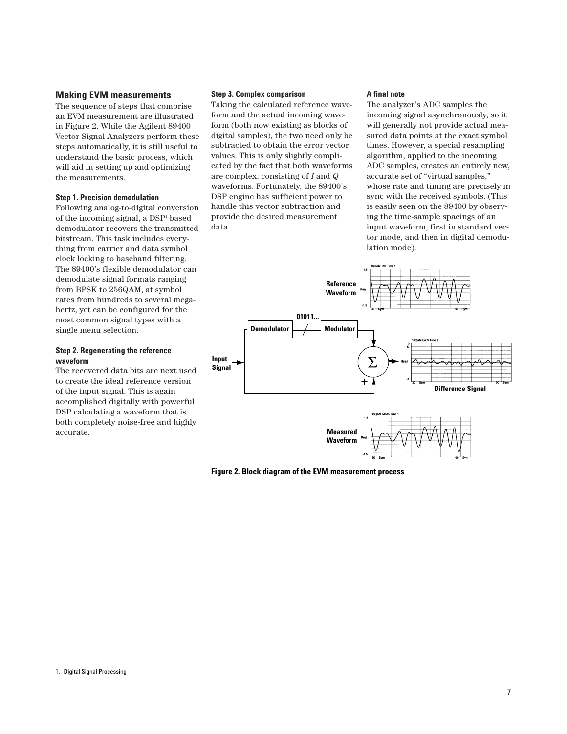## Making EVM measurements

The sequence of steps that comprise an EVM measurement are illustrated in Figure 2. While the Agilent 89400 Vector Signal Analyzers perform these steps automatically, it is still useful to understand the basic process, which will aid in setting up and optimizing the measurements.

### Step 1. Precision demodulation

Following analog-to-digital conversion of the incoming signal, a DSP[1] based demodulator recovers the transmitted bitstream. This task includes everything from carrier and data symbol clock locking to baseband filtering. The 89400's flexible demodulator can demodulate signal formats ranging from BPSK to 256QAM, at symbol rates from hundreds to several megahertz, yet can be configured for the most common signal types with a single menu selection.

### Step 2. Regenerating the reference waveform

The recovered data bits are next used to create the ideal reference version of the input signal. This is again accomplished digitally with powerful DSP calculating a waveform that is both completely noise-free and highly accurate.

### Step 3. Complex comparison

Taking the calculated reference waveform and the actual incoming waveform (both now existing as blocks of digital samples), the two need only be subtracted to obtain the error vector values. This is only slightly complicated by the fact that both waveforms are complex, consisting of *I* and *Q* waveforms. Fortunately, the 89400's DSP engine has sufficient power to handle this vector subtraction and provide the desired measurement data.

### A final note

The analyzer's ADC samples the incoming signal asynchronously, so it will generally not provide actual measured data points at the exact symbol times. However, a special resampling algorithm, applied to the incoming ADC samples, creates an entirely new, accurate set of "virtual samples," whose rate and timing are precisely in sync with the received symbols. (This is easily seen on the 89400 by observing the time-sample spacings of an input waveform, first in standard vector mode, and then in digital demodulation mode).

**Figure 2. Block diagram of the EVM measurement process**

1. Digital Signal Processing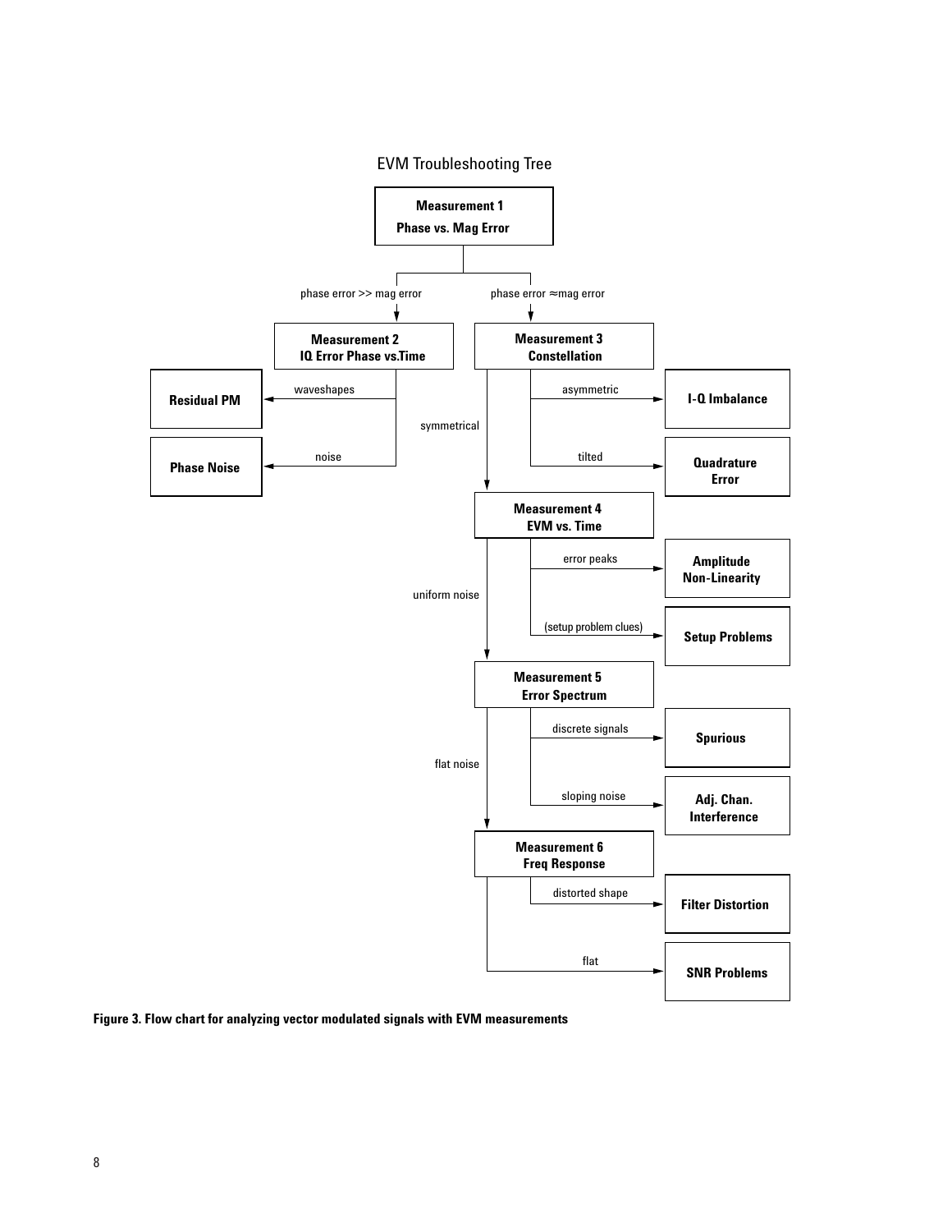EVM Troubleshooting Tree

**Measurement 1**
**Phase vs. Mag Error**

- phase error >> mag error → **Measurement 2 — IQ Error Phase vs.Time**
  - waveshapes → **Residual PM**
  - noise → **Phase Noise**
- phase error ≈ mag error → **Measurement 3 — Constellation**
  - asymmetric → **I-Q Imbalance**
  - tilted → **Quadrature Error**
  - symmetrical → **Measurement 4 — EVM vs. Time**
    - error peaks → **Amplitude Non-Linearity**
    - (setup problem clues) → **Setup Problems**
    - uniform noise → **Measurement 5 — Error Spectrum**
      - discrete signals → **Spurious**
      - sloping noise → **Adj. Chan. Interference**
      - flat noise → **Measurement 6 — Freq Response**
        - distorted shape → **Filter Distortion**
        - flat → **SNR Problems**

**Figure 3. Flow chart for analyzing vector modulated signals with EVM measurements**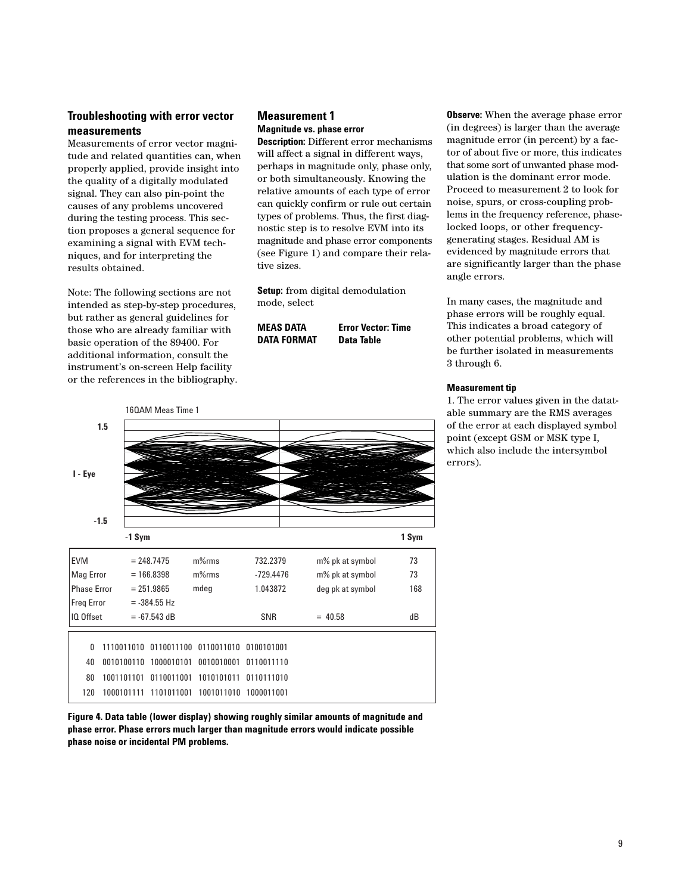## Troubleshooting with error vector measurements

Measurements of error vector magnitude and related quantities can, when properly applied, provide insight into the quality of a digitally modulated signal. They can also pin-point the causes of any problems uncovered during the testing process. This section proposes a general sequence for examining a signal with EVM techniques, and for interpreting the results obtained.

Note: The following sections are not intended as step-by-step procedures, but rather as general guidelines for those who are already familiar with basic operation of the 89400. For additional information, consult the instrument's on-screen Help facility or the references in the bibliography.

## Measurement 1

### Magnitude vs. phase error

**Description:** Different error mechanisms will affect a signal in different ways, perhaps in magnitude only, phase only, or both simultaneously. Knowing the relative amounts of each type of error can quickly confirm or rule out certain types of problems. Thus, the first diagnostic step is to resolve EVM into its magnitude and phase error components (see Figure 1) and compare their relative sizes.

**Setup:** from digital demodulation mode, select

| | |
|---|---|
| **MEAS DATA** | **Error Vector: Time** |
| **DATA FORMAT** | **Data Table** |

16QAM Meas Time 1

| | | | | | |
|---|---|---|---|---|---|
| EVM | = 248.7475 | m%rms | 732.2379 | m% pk at symbol | 73 |
| Mag Error | = 166.8398 | m%rms | -729.4476 | m% pk at symbol | 73 |
| Phase Error | = 251.9865 | mdeg | 1.043872 | deg pk at symbol | 168 |
| Freq Error | = -384.55 Hz | | | | |
| IQ Offset | = -67.543 dB | | SNR | = 40.58 | dB |

```
  0  1110011010  0110011100  0110011010  0100101001
 40  0010100110  1000010101  0010010001  0110011110
 80  1001101101  0110011001  1010101011  0110111010
120  1000101111  1101011001  1001011010  1000011001
```

**Figure 4. Data table (lower display) showing roughly similar amounts of magnitude and phase error. Phase errors much larger than magnitude errors would indicate possible phase noise or incidental PM problems.**

**Observe:** When the average phase error (in degrees) is larger than the average magnitude error (in percent) by a factor of about five or more, this indicates that some sort of unwanted phase modulation is the dominant error mode. Proceed to measurement 2 to look for noise, spurs, or cross-coupling problems in the frequency reference, phase-locked loops, or other frequency-generating stages. Residual AM is evidenced by magnitude errors that are significantly larger than the phase angle errors.

In many cases, the magnitude and phase errors will be roughly equal. This indicates a broad category of other potential problems, which will be further isolated in measurements 3 through 6.

#### Measurement tip

1. The error values given in the datatable summary are the RMS averages of the error at each displayed symbol point (except GSM or MSK type I, which also include the intersymbol errors).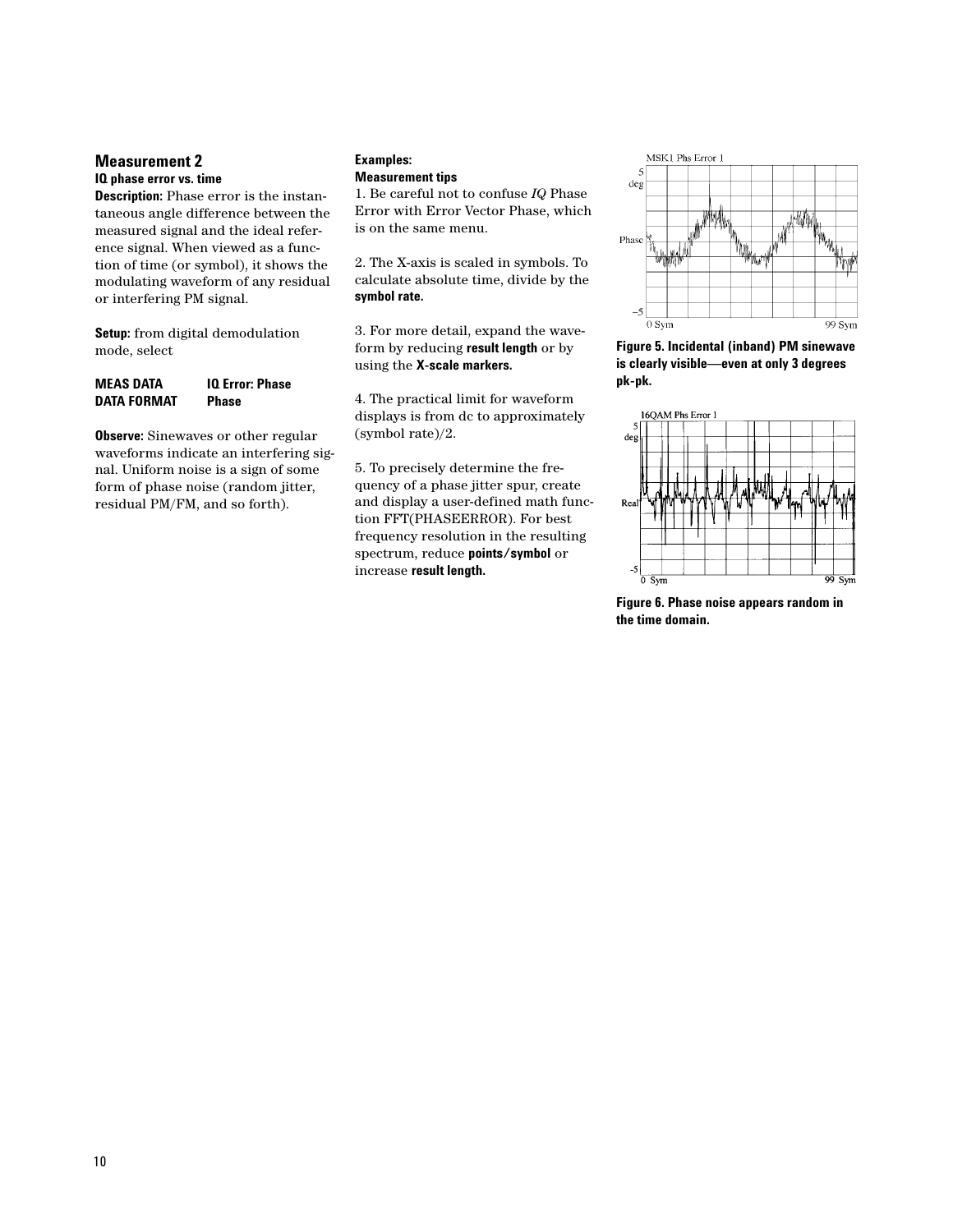## Measurement 2

**IQ phase error vs. time**

**Description:** Phase error is the instantaneous angle difference between the measured signal and the ideal reference signal. When viewed as a function of time (or symbol), it shows the modulating waveform of any residual or interfering PM signal.

**Setup:** from digital demodulation mode, select

| | |
|---|---|
| **MEAS DATA** | **IQ Error: Phase** |
| **DATA FORMAT** | **Phase** |

**Observe:** Sinewaves or other regular waveforms indicate an interfering signal. Uniform noise is a sign of some form of phase noise (random jitter, residual PM/FM, and so forth).

**Examples:**

**Measurement tips**

1. Be careful not to confuse *IQ* Phase Error with Error Vector Phase, which is on the same menu.

2. The X-axis is scaled in symbols. To calculate absolute time, divide by the **symbol rate.**

3. For more detail, expand the waveform by reducing **result length** or by using the **X-scale markers.**

4. The practical limit for waveform displays is from dc to approximately (symbol rate)/2.

5. To precisely determine the frequency of a phase jitter spur, create and display a user-defined math function FFT(PHASEERROR). For best frequency resolution in the resulting spectrum, reduce **points/symbol** or increase **result length.**

**Figure 5. Incidental (inband) PM sinewave is clearly visible—even at only 3 degrees pk-pk.**

**Figure 6. Phase noise appears random in the time domain.**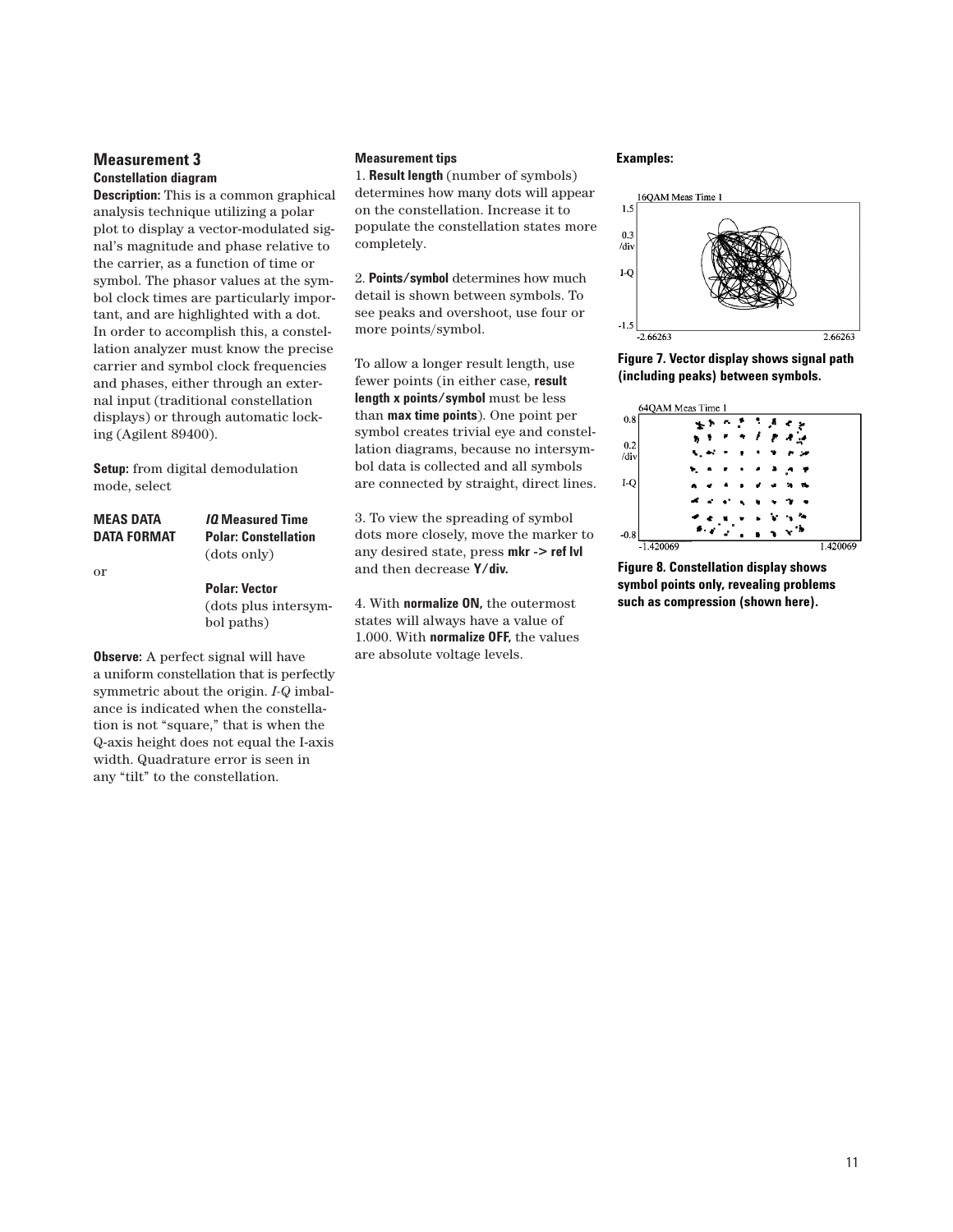## Measurement 3

### Constellation diagram

**Description:** This is a common graphical analysis technique utilizing a polar plot to display a vector-modulated signal's magnitude and phase relative to the carrier, as a function of time or symbol. The phasor values at the symbol clock times are particularly important, and are highlighted with a dot. In order to accomplish this, a constellation analyzer must know the precise carrier and symbol clock frequencies and phases, either through an external input (traditional constellation displays) or through automatic locking (Agilent 89400).

**Setup:** from digital demodulation mode, select

| | |
|---|---|
| **MEAS DATA** | ***IQ* Measured Time** |
| **DATA FORMAT** | **Polar: Constellation** (dots only) |
| or | |
| | **Polar: Vector** (dots plus intersymbol paths) |

**Observe:** A perfect signal will have a uniform constellation that is perfectly symmetric about the origin. *I-Q* imbalance is indicated when the constellation is not "square," that is when the Q-axis height does not equal the I-axis width. Quadrature error is seen in any "tilt" to the constellation.

### Measurement tips

1. **Result length** (number of symbols) determines how many dots will appear on the constellation. Increase it to populate the constellation states more completely.

2. **Points/symbol** determines how much detail is shown between symbols. To see peaks and overshoot, use four or more points/symbol.

To allow a longer result length, use fewer points (in either case, **result length x points/symbol** must be less than **max time points**). One point per symbol creates trivial eye and constellation diagrams, because no intersymbol data is collected and all symbols are connected by straight, direct lines.

3. To view the spreading of symbol dots more closely, move the marker to any desired state, press **mkr -> ref lvl** and then decrease **Y/div.**

4. With **normalize ON,** the outermost states will always have a value of 1.000. With **normalize OFF,** the values are absolute voltage levels.

### Examples:

16QAM Meas Time 1

**Figure 7. Vector display shows signal path (including peaks) between symbols.**

64QAM Meas Time 1

**Figure 8. Constellation display shows symbol points only, revealing problems such as compression (shown here).**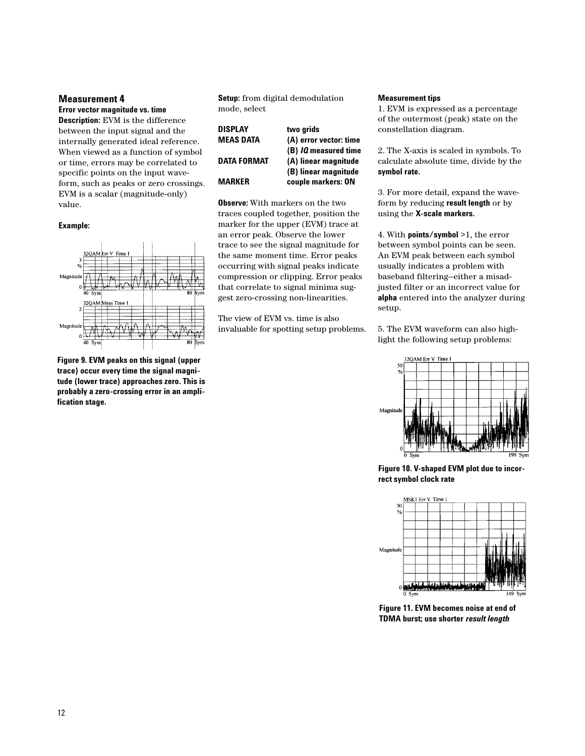## Measurement 4

**Error vector magnitude vs. time**

**Description:** EVM is the difference between the input signal and the internally generated ideal reference. When viewed as a function of symbol or time, errors may be correlated to specific points on the input waveform, such as peaks or zero crossings. EVM is a scalar (magnitude-only) value.

**Example:**

**Figure 9. EVM peaks on this signal (upper trace) occur every time the signal magnitude (lower trace) approaches zero. This is probably a zero-crossing error in an amplification stage.**

**Setup:** from digital demodulation mode, select

| | |
|---|---|
| **DISPLAY** | **two grids** |
| **MEAS DATA** | **(A) error vector: time** |
| | **(B) *IQ* measured time** |
| **DATA FORMAT** | **(A) linear magnitude** |
| | **(B) linear magnitude** |
| **MARKER** | **couple markers: ON** |

**Observe:** With markers on the two traces coupled together, position the marker for the upper (EVM) trace at an error peak. Observe the lower trace to see the signal magnitude for the same moment time. Error peaks occurring with signal peaks indicate compression or clipping. Error peaks that correlate to signal minima suggest zero-crossing non-linearities.

The view of EVM vs. time is also invaluable for spotting setup problems.

**Measurement tips**

1. EVM is expressed as a percentage of the outermost (peak) state on the constellation diagram.

2. The X-axis is scaled in symbols. To calculate absolute time, divide by the **symbol rate.**

3. For more detail, expand the waveform by reducing **result length** or by using the **X-scale markers.**

4. With **points/symbol** >1, the error between symbol points can be seen. An EVM peak between each symbol usually indicates a problem with baseband filtering–either a misadjusted filter or an incorrect value for **alpha** entered into the analyzer during setup.

5. The EVM waveform can also highlight the following setup problems:

**Figure 10. V-shaped EVM plot due to incorrect symbol clock rate**

**Figure 11. EVM becomes noise at end of TDMA burst; use shorter *result length***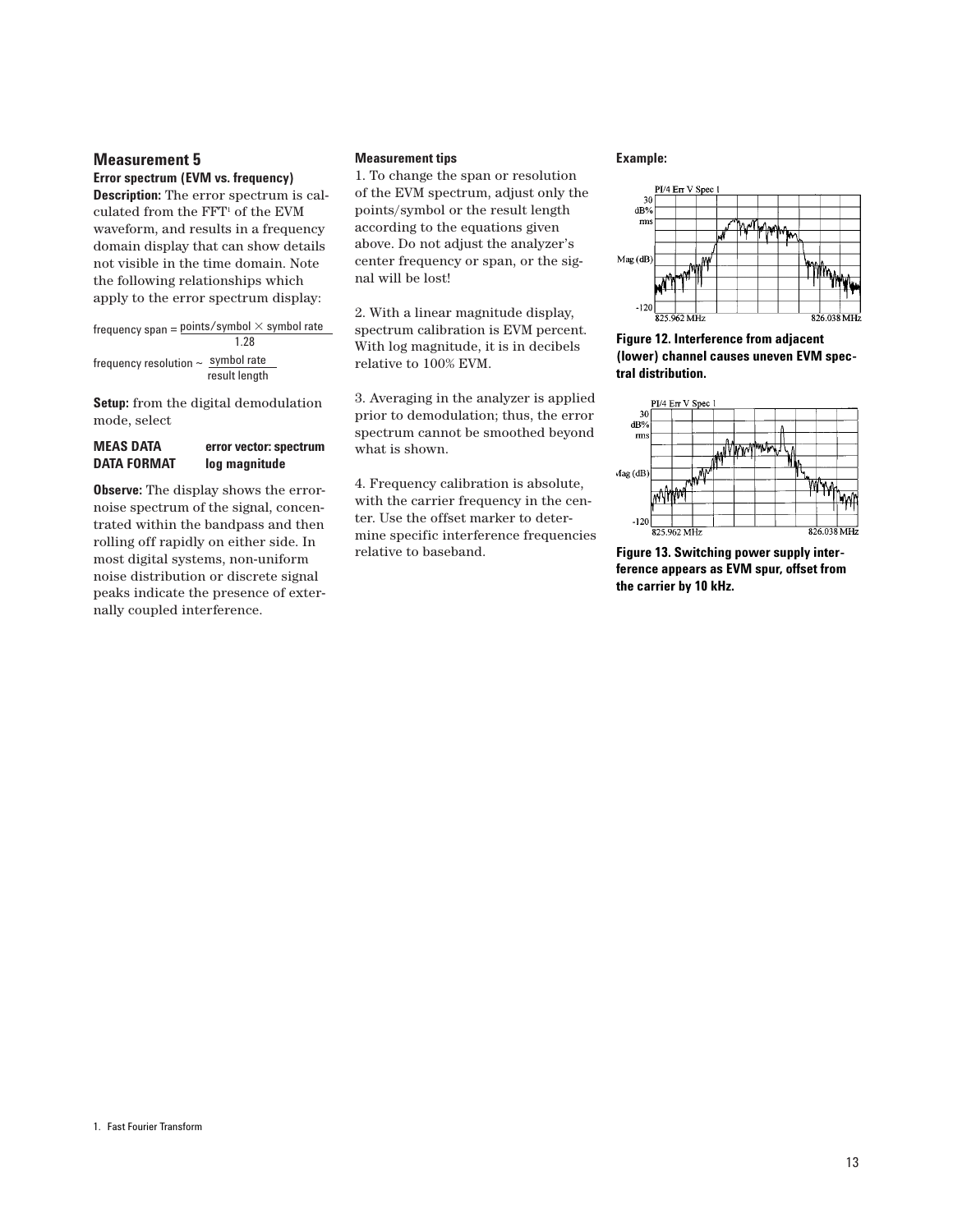## Measurement 5

**Error spectrum (EVM vs. frequency)**

**Description:** The error spectrum is calculated from the FFT[1] of the EVM waveform, and results in a frequency domain display that can show details not visible in the time domain. Note the following relationships which apply to the error spectrum display:

$$\text{frequency span} = \frac{\text{points/symbol} \times \text{symbol rate}}{1.28}$$

$$\text{frequency resolution} \sim \frac{\text{symbol rate}}{\text{result length}}$$

**Setup:** from the digital demodulation mode, select

| | |
|---|---|
| **MEAS DATA** | **error vector: spectrum** |
| **DATA FORMAT** | **log magnitude** |

**Observe:** The display shows the error-noise spectrum of the signal, concentrated within the bandpass and then rolling off rapidly on either side. In most digital systems, non-uniform noise distribution or discrete signal peaks indicate the presence of externally coupled interference.

**Measurement tips**

1. To change the span or resolution of the EVM spectrum, adjust only the points/symbol or the result length according to the equations given above. Do not adjust the analyzer's center frequency or span, or the signal will be lost!

2. With a linear magnitude display, spectrum calibration is EVM percent. With log magnitude, it is in decibels relative to 100% EVM.

3. Averaging in the analyzer is applied prior to demodulation; thus, the error spectrum cannot be smoothed beyond what is shown.

4. Frequency calibration is absolute, with the carrier frequency in the center. Use the offset marker to determine specific interference frequencies relative to baseband.

**Example:**

**Figure 12. Interference from adjacent (lower) channel causes uneven EVM spectral distribution.**

**Figure 13. Switching power supply interference appears as EVM spur, offset from the carrier by 10 kHz.**

1. Fast Fourier Transform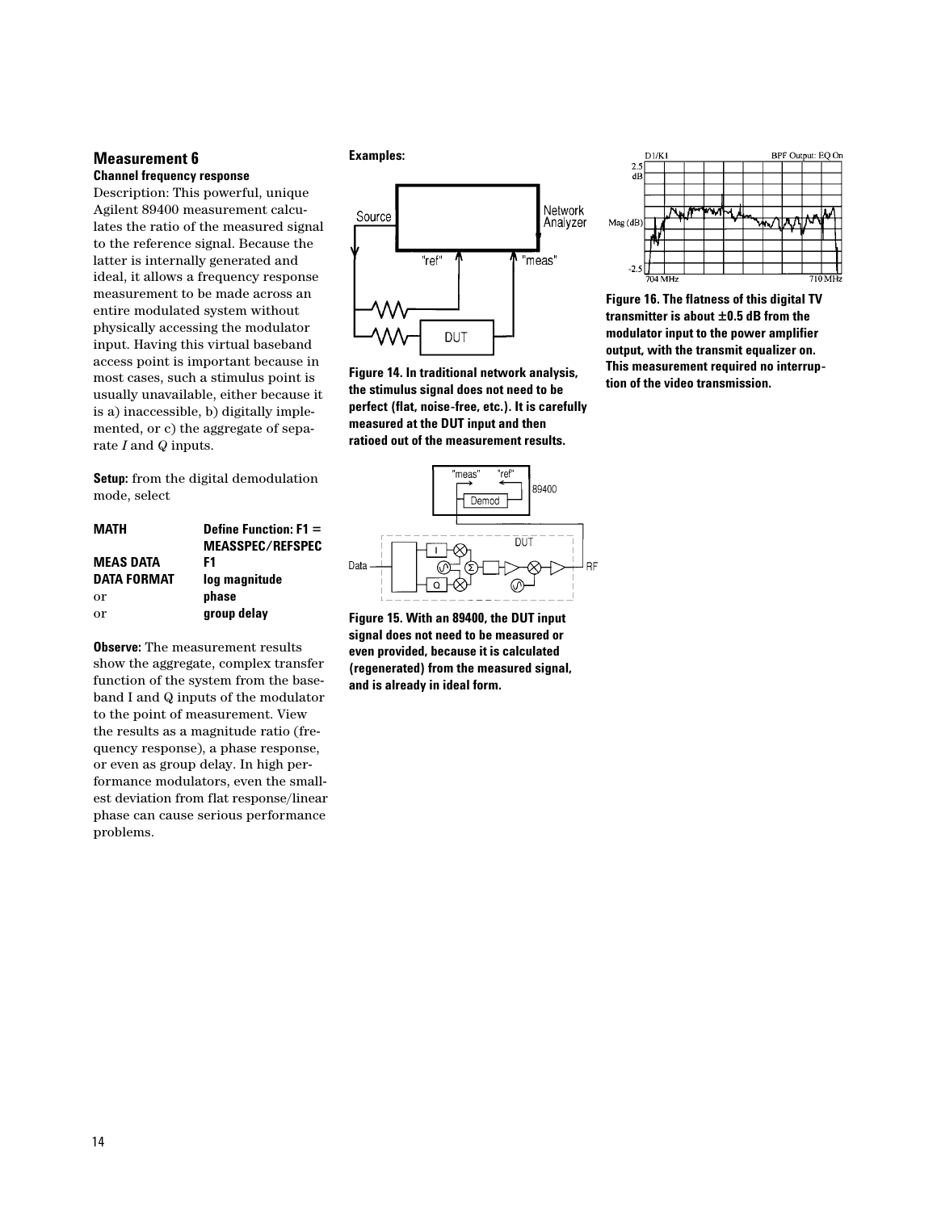## Measurement 6

### Channel frequency response

Description: This powerful, unique Agilent 89400 measurement calculates the ratio of the measured signal to the reference signal. Because the latter is internally generated and ideal, it allows a frequency response measurement to be made across an entire modulated system without physically accessing the modulator input. Having this virtual baseband access point is important because in most cases, such a stimulus point is usually unavailable, either because it is a) inaccessible, b) digitally implemented, or c) the aggregate of separate *I* and *Q* inputs.

**Setup:** from the digital demodulation mode, select

| | |
|---|---|
| **MATH** | **Define Function: F1 = MEASSPEC/REFSPEC** |
| **MEAS DATA** | **F1** |
| **DATA FORMAT** | **log magnitude** |
| or | **phase** |
| or | **group delay** |

**Observe:** The measurement results show the aggregate, complex transfer function of the system from the baseband I and Q inputs of the modulator to the point of measurement. View the results as a magnitude ratio (frequency response), a phase response, or even as group delay. In high performance modulators, even the smallest deviation from flat response/linear phase can cause serious performance problems.

**Examples:**

**Figure 14. In traditional network analysis, the stimulus signal does not need to be perfect (flat, noise-free, etc.). It is carefully measured at the DUT input and then ratioed out of the measurement results.**

**Figure 15. With an 89400, the DUT input signal does not need to be measured or even provided, because it is calculated (regenerated) from the measured signal, and is already in ideal form.**

**Figure 16. The flatness of this digital TV transmitter is about ±0.5 dB from the modulator input to the power amplifier output, with the transmit equalizer on. This measurement required no interruption of the video transmission.**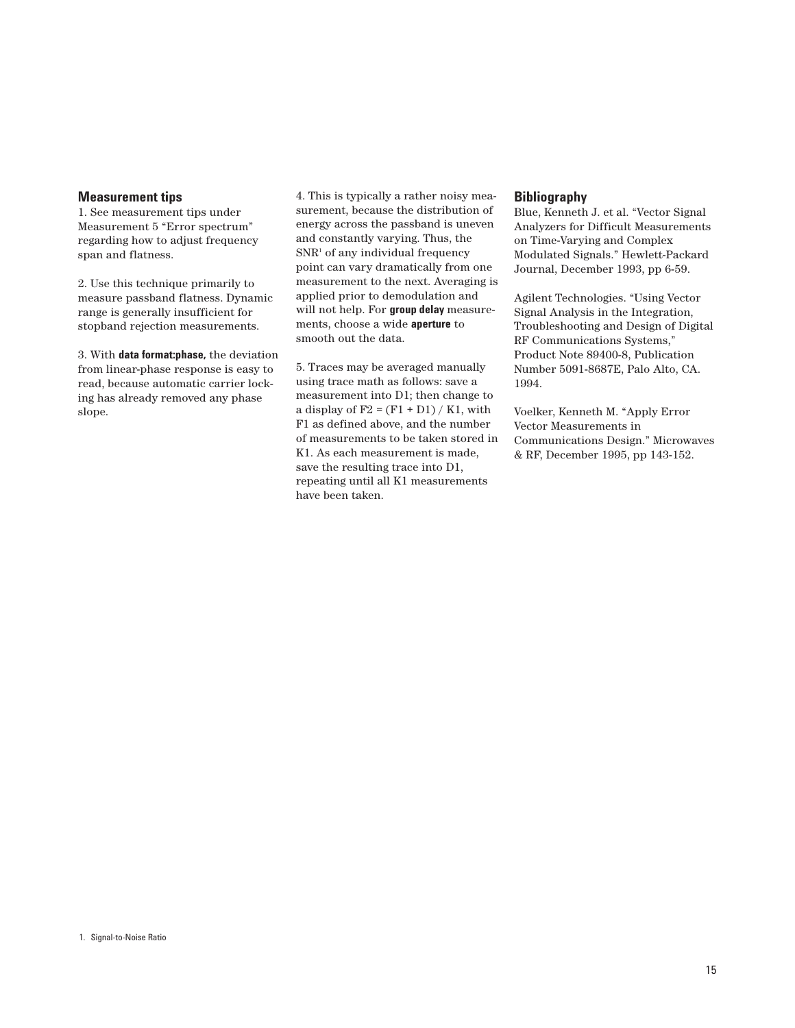## Measurement tips

1. See measurement tips under Measurement 5 “Error spectrum” regarding how to adjust frequency span and flatness.

2. Use this technique primarily to measure passband flatness. Dynamic range is generally insufficient for stopband rejection measurements.

3. With **data format:phase,** the deviation from linear-phase response is easy to read, because automatic carrier locking has already removed any phase slope.

4. This is typically a rather noisy measurement, because the distribution of energy across the passband is uneven and constantly varying. Thus, the SNR[1] of any individual frequency point can vary dramatically from one measurement to the next. Averaging is applied prior to demodulation and will not help. For **group delay** measurements, choose a wide **aperture** to smooth out the data.

5. Traces may be averaged manually using trace math as follows: save a measurement into D1; then change to a display of F2 = (F1 + D1) / K1, with F1 as defined above, and the number of measurements to be taken stored in K1. As each measurement is made, save the resulting trace into D1, repeating until all K1 measurements have been taken.

## Bibliography

Blue, Kenneth J. et al. “Vector Signal Analyzers for Difficult Measurements on Time-Varying and Complex Modulated Signals.” Hewlett-Packard Journal, December 1993, pp 6-59.

Agilent Technologies. “Using Vector Signal Analysis in the Integration, Troubleshooting and Design of Digital RF Communications Systems,” Product Note 89400-8, Publication Number 5091-8687E, Palo Alto, CA. 1994.

Voelker, Kenneth M. “Apply Error Vector Measurements in Communications Design.” Microwaves & RF, December 1995, pp 143-152.

1. Signal-to-Noise Ratio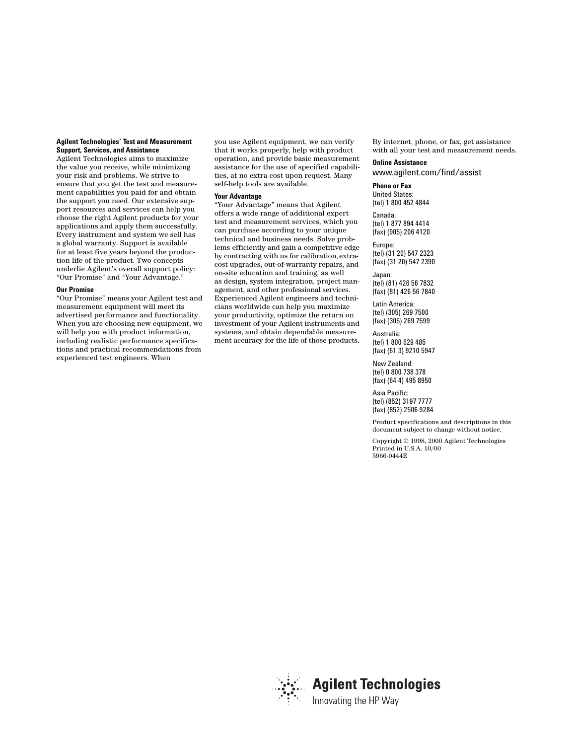**Agilent Technologies' Test and Measurement Support, Services, and Assistance**

Agilent Technologies aims to maximize the value you receive, while minimizing your risk and problems. We strive to ensure that you get the test and measurement capabilities you paid for and obtain the support you need. Our extensive support resources and services can help you choose the right Agilent products for your applications and apply them successfully. Every instrument and system we sell has a global warranty. Support is available for at least five years beyond the production life of the product. Two concepts underlie Agilent's overall support policy: "Our Promise" and "Your Advantage."

**Our Promise**

"Our Promise" means your Agilent test and measurement equipment will meet its advertised performance and functionality. When you are choosing new equipment, we will help you with product information, including realistic performance specifications and practical recommendations from experienced test engineers. When you use Agilent equipment, we can verify that it works properly, help with product operation, and provide basic measurement assistance for the use of specified capabilities, at no extra cost upon request. Many self-help tools are available.

**Your Advantage**

"Your Advantage" means that Agilent offers a wide range of additional expert test and measurement services, which you can purchase according to your unique technical and business needs. Solve problems efficiently and gain a competitive edge by contracting with us for calibration, extra-cost upgrades, out-of-warranty repairs, and on-site education and training, as well as design, system integration, project management, and other professional services. Experienced Agilent engineers and technicians worldwide can help you maximize your productivity, optimize the return on investment of your Agilent instruments and systems, and obtain dependable measurement accuracy for the life of those products.

By internet, phone, or fax, get assistance with all your test and measurement needs.

**Online Assistance**

www.agilent.com/find/assist

**Phone or Fax**

United States:
(tel) 1 800 452 4844

Canada:
(tel) 1 877 894 4414
(fax) (905) 206 4120

Europe:
(tel) (31 20) 547 2323
(fax) (31 20) 547 2390

Japan:
(tel) (81) 426 56 7832
(fax) (81) 426 56 7840

Latin America:
(tel) (305) 269 7500
(fax) (305) 269 7599

Australia:
(tel) 1 800 629 485
(fax) (61 3) 9210 5947

New Zealand:
(tel) 0 800 738 378
(fax) (64 4) 495 8950

Asia Pacific:
(tel) (852) 3197 7777
(fax) (852) 2506 9284

Product specifications and descriptions in this document subject to change without notice.

Copyright © 1998, 2000 Agilent Technologies
Printed in U.S.A. 10/00
5966-0444E

**Agilent Technologies**
Innovating the HP Way